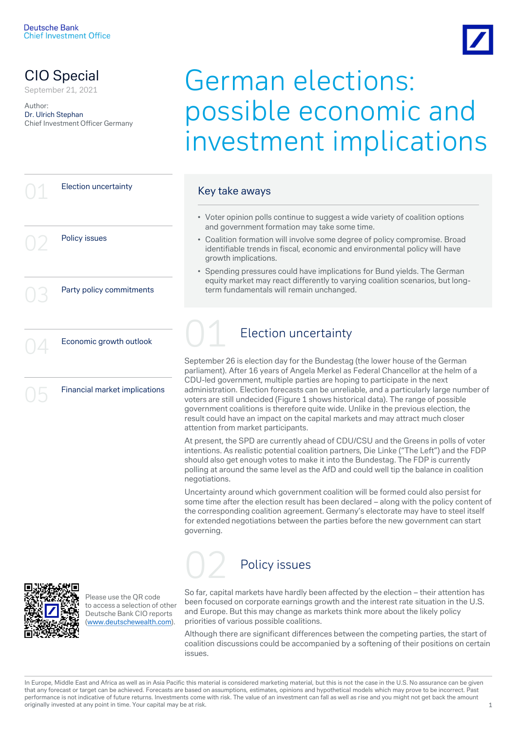Deutsche Bank
Chief Investment Office

# CIO Special

September 21, 2021

Author:
Dr. Ulrich Stephan
Chief Investment Officer Germany

# German elections: possible economic and investment implications

01 Election uncertainty

02 Policy issues

03 Party policy commitments

04 Economic growth outlook

05 Financial market implications

## Key take aways

- Voter opinion polls continue to suggest a wide variety of coalition options and government formation may take some time.
- Coalition formation will involve some degree of policy compromise. Broad identifiable trends in fiscal, economic and environmental policy will have growth implications.
- Spending pressures could have implications for Bund yields. The German equity market may react differently to varying coalition scenarios, but long-term fundamentals will remain unchanged.

## 01 Election uncertainty

September 26 is election day for the Bundestag (the lower house of the German parliament). After 16 years of Angela Merkel as Federal Chancellor at the helm of a CDU-led government, multiple parties are hoping to participate in the next administration. Election forecasts can be unreliable, and a particularly large number of voters are still undecided (Figure 1 shows historical data). The range of possible government coalitions is therefore quite wide. Unlike in the previous election, the result could have an impact on the capital markets and may attract much closer attention from market participants.

At present, the SPD are currently ahead of CDU/CSU and the Greens in polls of voter intentions. As realistic potential coalition partners, Die Linke ("The Left") and the FDP should also get enough votes to make it into the Bundestag. The FDP is currently polling at around the same level as the AfD and could well tip the balance in coalition negotiations.

Uncertainty around which government coalition will be formed could also persist for some time after the election result has been declared – along with the policy content of the corresponding coalition agreement. Germany's electorate may have to steel itself for extended negotiations between the parties before the new government can start governing.

## 02 Policy issues

So far, capital markets have hardly been affected by the election – their attention has been focused on corporate earnings growth and the interest rate situation in the U.S. and Europe. But this may change as markets think more about the likely policy priorities of various possible coalitions.

Although there are significant differences between the competing parties, the start of coalition discussions could be accompanied by a softening of their positions on certain issues.

Please use the QR code to access a selection of other Deutsche Bank CIO reports (www.deutschewealth.com).

In Europe, Middle East and Africa as well as in Asia Pacific this material is considered marketing material, but this is not the case in the U.S. No assurance can be given that any forecast or target can be achieved. Forecasts are based on assumptions, estimates, opinions and hypothetical models which may prove to be incorrect. Past performance is not indicative of future returns. Investments come with risk. The value of an investment can fall as well as rise and you might not get back the amount originally invested at any point in time. Your capital may be at risk.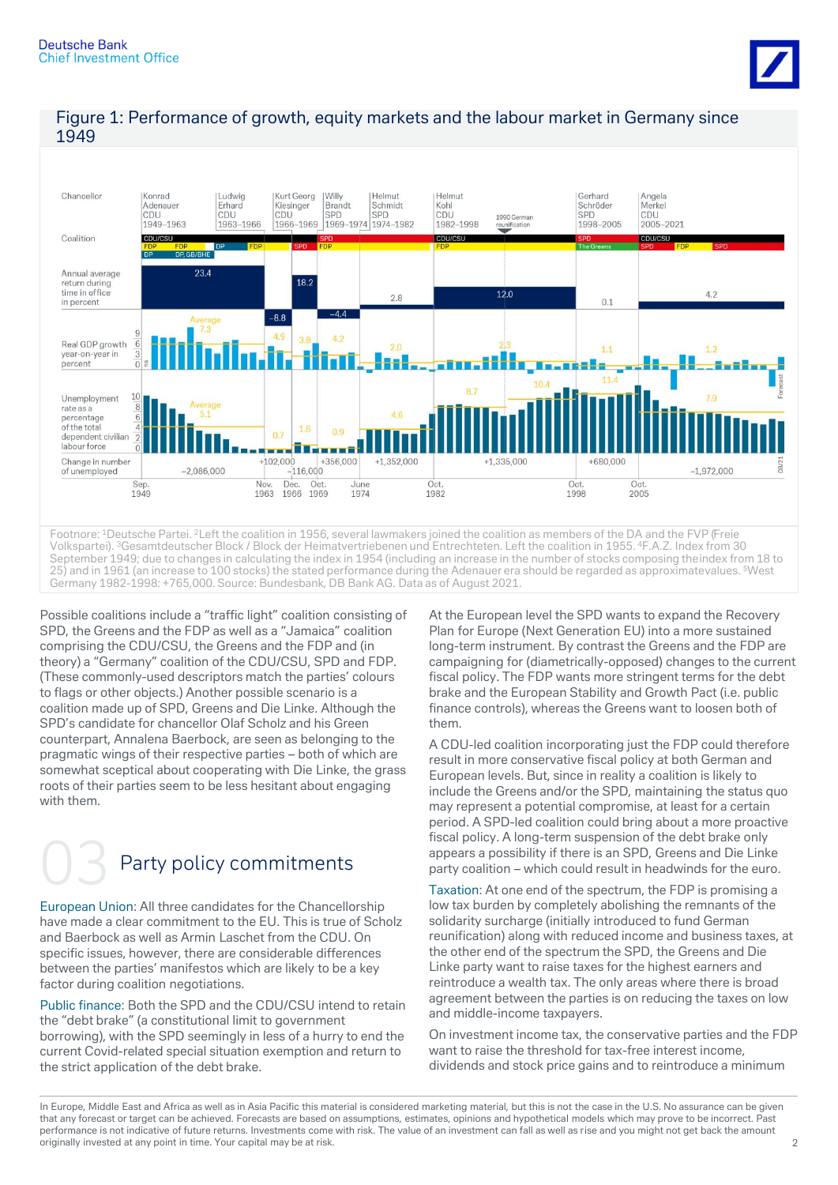## Figure 1: Performance of growth, equity markets and the labour market in Germany since 1949

| Chancellor | Konrad Adenauer CDU 1949–1963 | Ludwig Erhard CDU 1963–1966 | Kurt Georg Kiesinger CDU 1966–1969 | Willy Brandt SPD 1969–1974 | Helmut Schmidt SPD 1974–1982 | Helmut Kohl CDU 1982–1998 | Gerhard Schröder SPD 1998–2005 | Angela Merkel CDU 2005–2021 |
|---|---|---|---|---|---|---|---|---|
| Coalition | CDU/CSU, FDP, DP, DP, GB/BHE | FDP | SPD | SPD, FDP | SPD, FDP | CDU/CSU, FDP | SPD, The Greens | CDU/CSU, SPD, FDP, SPD |
| Annual average return during time in office in percent | 23.4 | -8.8 | 18.2 | -4.4 | 2.8 | 12.0 | 0.1 | 4.2 |
| Real GDP growth year-on-year in percent (Average 7.3) | 4.9 | 3.8 | 4.2 | 2.0 | 2.3 | 1.1 | 1.2 | |
| Unemployment rate as a percentage of the total dependent civilian labour force (Average 5.1) | 0.7 | 1.6 | 0.9 | 4.6 | 8.7 | 10.4 | 11.4 | 7.9 |
| Change in number of unemployed | -2,086,000 | +102,000 | -116,000 | +356,000 | +1,352,000 | +1,335,000 | +680,000 | -1,972,000 |

Sep. 1949 · Nov. 1963 · Dec. 1966 · Oct. 1969 · June 1974 · Oct. 1982 · Oct. 1998 · Oct. 2005 · 08/21 — 1990 German reunification — Forecast

Footnote: [1]Deutsche Partei. [2]Left the coalition in 1956, several lawmakers joined the coalition as members of the DA and the FVP (Freie Volkspartei). [3]Gesamtdeutscher Block / Block der Heimatvertriebenen und Entrechteten. Left the coalition in 1955. [4]F.A.Z. Index from 30 September 1949; due to changes in calculating the index in 1954 (including an increase in the number of stocks composing theindex from 18 to 25) and in 1961 (an increase to 100 stocks) the stated performance during the Adenauer era should be regarded as approximatevalues. [5]West Germany 1982-1998: +765,000. Source: Bundesbank, DB Bank AG. Data as of August 2021.

Possible coalitions include a "traffic light" coalition consisting of SPD, the Greens and the FDP as well as a "Jamaica" coalition comprising the CDU/CSU, the Greens and the FDP and (in theory) a "Germany" coalition of the CDU/CSU, SPD and FDP. (These commonly-used descriptors match the parties' colours to flags or other objects.) Another possible scenario is a coalition made up of SPD, Greens and Die Linke. Although the SPD's candidate for chancellor Olaf Scholz and his Green counterpart, Annalena Baerbock, are seen as belonging to the pragmatic wings of their respective parties – both of which are somewhat sceptical about cooperating with Die Linke, the grass roots of their parties seem to be less hesitant about engaging with them.

## 03 Party policy commitments

European Union: All three candidates for the Chancellorship have made a clear commitment to the EU. This is true of Scholz and Baerbock as well as Armin Laschet from the CDU. On specific issues, however, there are considerable differences between the parties' manifestos which are likely to be a key factor during coalition negotiations.

Public finance: Both the SPD and the CDU/CSU intend to retain the "debt brake" (a constitutional limit to government borrowing), with the SPD seemingly in less of a hurry to end the current Covid-related special situation exemption and return to the strict application of the debt brake.

At the European level the SPD wants to expand the Recovery Plan for Europe (Next Generation EU) into a more sustained long-term instrument. By contrast the Greens and the FDP are campaigning for (diametrically-opposed) changes to the current fiscal policy. The FDP wants more stringent terms for the debt brake and the European Stability and Growth Pact (i.e. public finance controls), whereas the Greens want to loosen both of them.

A CDU-led coalition incorporating just the FDP could therefore result in more conservative fiscal policy at both German and European levels. But, since in reality a coalition is likely to include the Greens and/or the SPD, maintaining the status quo may represent a potential compromise, at least for a certain period. A SPD-led coalition could bring about a more proactive fiscal policy. A long-term suspension of the debt brake only appears a possibility if there is an SPD, Greens and Die Linke party coalition – which could result in headwinds for the euro.

Taxation: At one end of the spectrum, the FDP is promising a low tax burden by completely abolishing the remnants of the solidarity surcharge (initially introduced to fund German reunification) along with reduced income and business taxes, at the other end of the spectrum the SPD, the Greens and Die Linke party want to raise taxes for the highest earners and reintroduce a wealth tax. The only areas where there is broad agreement between the parties is on reducing the taxes on low and middle-income taxpayers.

On investment income tax, the conservative parties and the FDP want to raise the threshold for tax-free interest income, dividends and stock price gains and to reintroduce a minimum

In Europe, Middle East and Africa as well as in Asia Pacific this material is considered marketing material, but this is not the case in the U.S. No assurance can be given that any forecast or target can be achieved. Forecasts are based on assumptions, estimates, opinions and hypothetical models which may prove to be incorrect. Past performance is not indicative of future returns. Investments come with risk. The value of an investment can fall as well as rise and you might not get back the amount originally invested at any point in time. Your capital may be at risk.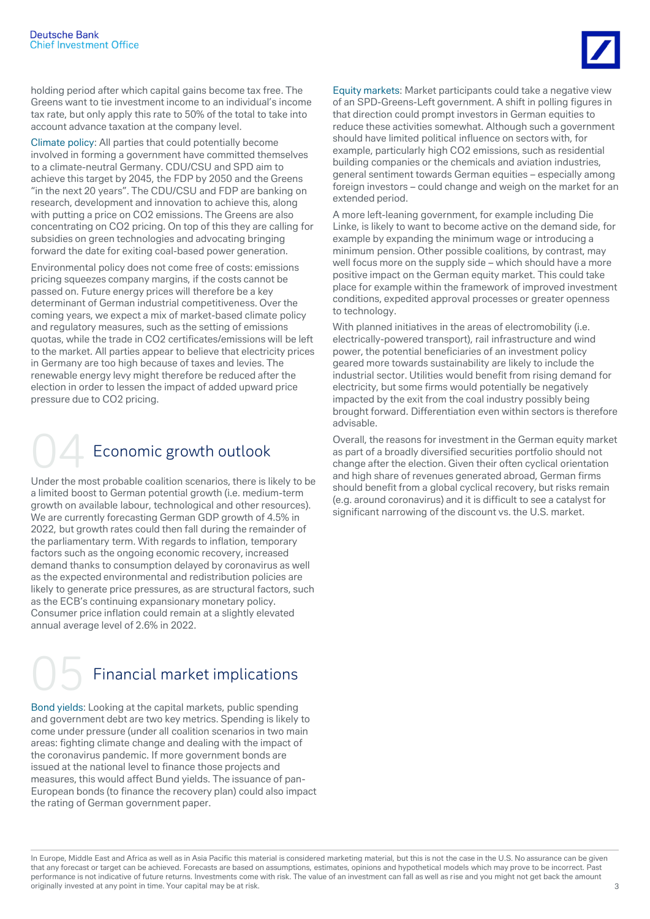holding period after which capital gains become tax free. The Greens want to tie investment income to an individual's income tax rate, but only apply this rate to 50% of the total to take into account advance taxation at the company level.

Climate policy: All parties that could potentially become involved in forming a government have committed themselves to a climate-neutral Germany. CDU/CSU and SPD aim to achieve this target by 2045, the FDP by 2050 and the Greens "in the next 20 years". The CDU/CSU and FDP are banking on research, development and innovation to achieve this, along with putting a price on $CO_2$ emissions. The Greens are also concentrating on $CO_2$ pricing. On top of this they are calling for subsidies on green technologies and advocating bringing forward the date for exiting coal-based power generation.

Environmental policy does not come free of costs: emissions pricing squeezes company margins, if the costs cannot be passed on. Future energy prices will therefore be a key determinant of German industrial competitiveness. Over the coming years, we expect a mix of market-based climate policy and regulatory measures, such as the setting of emissions quotas, while the trade in $CO_2$ certificates/emissions will be left to the market. All parties appear to believe that electricity prices in Germany are too high because of taxes and levies. The renewable energy levy might therefore be reduced after the election in order to lessen the impact of added upward price pressure due to $CO_2$ pricing.

## 04 Economic growth outlook

Under the most probable coalition scenarios, there is likely to be a limited boost to German potential growth (i.e. medium-term growth on available labour, technological and other resources). We are currently forecasting German GDP growth of 4.5% in 2022, but growth rates could then fall during the remainder of the parliamentary term. With regards to inflation, temporary factors such as the ongoing economic recovery, increased demand thanks to consumption delayed by coronavirus as well as the expected environmental and redistribution policies are likely to generate price pressures, as are structural factors, such as the ECB's continuing expansionary monetary policy. Consumer price inflation could remain at a slightly elevated annual average level of 2.6% in 2022.

## 05 Financial market implications

Bond yields: Looking at the capital markets, public spending and government debt are two key metrics. Spending is likely to come under pressure (under all coalition scenarios in two main areas: fighting climate change and dealing with the impact of the coronavirus pandemic. If more government bonds are issued at the national level to finance those projects and measures, this would affect Bund yields. The issuance of pan-European bonds (to finance the recovery plan) could also impact the rating of German government paper.

Equity markets: Market participants could take a negative view of an SPD-Greens-Left government. A shift in polling figures in that direction could prompt investors in German equities to reduce these activities somewhat. Although such a government should have limited political influence on sectors with, for example, particularly high $CO_2$ emissions, such as residential building companies or the chemicals and aviation industries, general sentiment towards German equities – especially among foreign investors – could change and weigh on the market for an extended period.

A more left-leaning government, for example including Die Linke, is likely to want to become active on the demand side, for example by expanding the minimum wage or introducing a minimum pension. Other possible coalitions, by contrast, may well focus more on the supply side – which should have a more positive impact on the German equity market. This could take place for example within the framework of improved investment conditions, expedited approval processes or greater openness to technology.

With planned initiatives in the areas of electromobility (i.e. electrically-powered transport), rail infrastructure and wind power, the potential beneficiaries of an investment policy geared more towards sustainability are likely to include the industrial sector. Utilities would benefit from rising demand for electricity, but some firms would potentially be negatively impacted by the exit from the coal industry possibly being brought forward. Differentiation even within sectors is therefore advisable.

Overall, the reasons for investment in the German equity market as part of a broadly diversified securities portfolio should not change after the election. Given their often cyclical orientation and high share of revenues generated abroad, German firms should benefit from a global cyclical recovery, but risks remain (e.g. around coronavirus) and it is difficult to see a catalyst for significant narrowing of the discount vs. the U.S. market.

In Europe, Middle East and Africa as well as in Asia Pacific this material is considered marketing material, but this is not the case in the U.S. No assurance can be given that any forecast or target can be achieved. Forecasts are based on assumptions, estimates, opinions and hypothetical models which may prove to be incorrect. Past performance is not indicative of future returns. Investments come with risk. The value of an investment can fall as well as rise and you might not get back the amount originally invested at any point in time. Your capital may be at risk.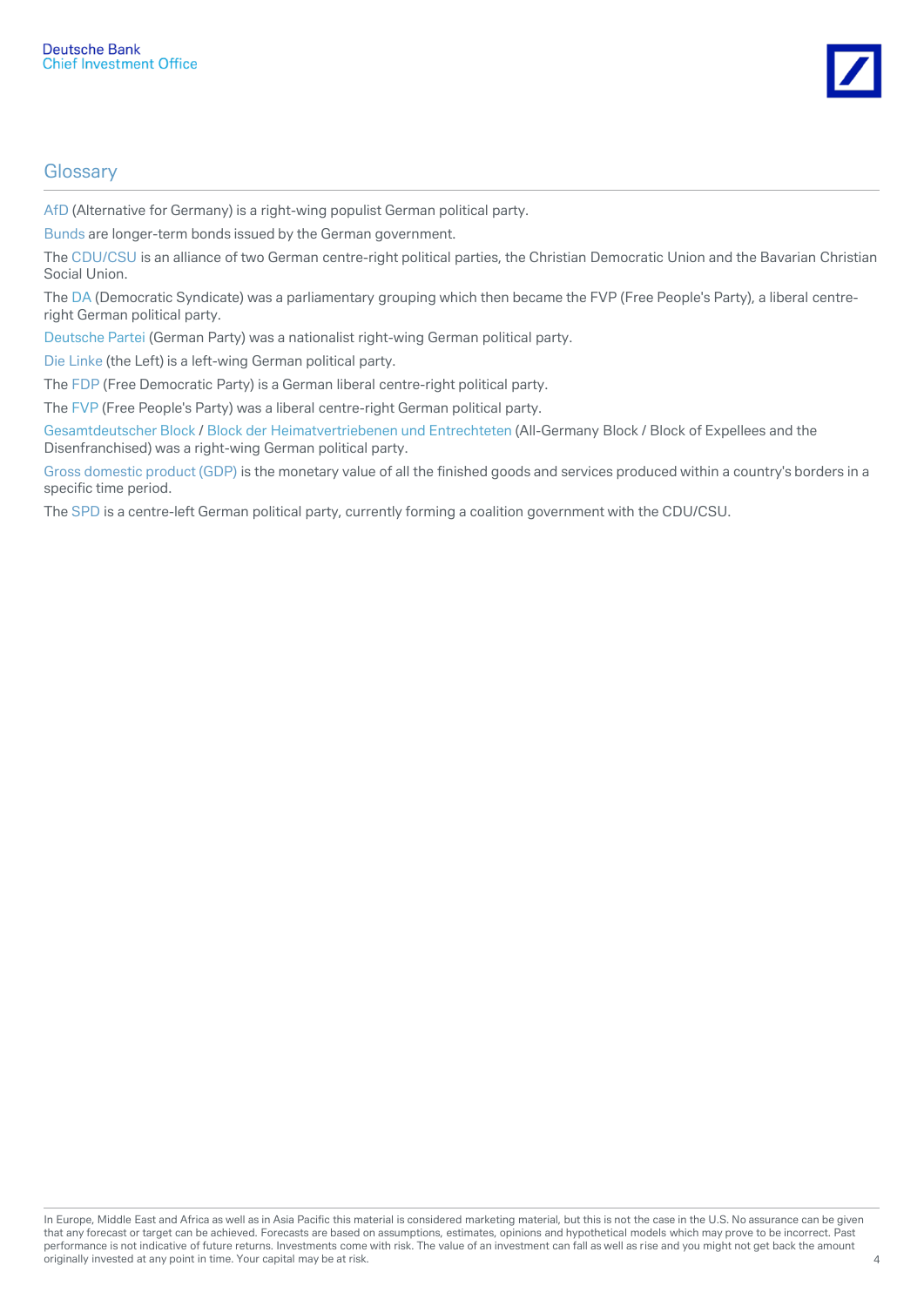## Glossary

AfD (Alternative for Germany) is a right-wing populist German political party.

Bunds are longer-term bonds issued by the German government.

The CDU/CSU is an alliance of two German centre-right political parties, the Christian Democratic Union and the Bavarian Christian Social Union.

The DA (Democratic Syndicate) was a parliamentary grouping which then became the FVP (Free People's Party), a liberal centre-right German political party.

Deutsche Partei (German Party) was a nationalist right-wing German political party.

Die Linke (the Left) is a left-wing German political party.

The FDP (Free Democratic Party) is a German liberal centre-right political party.

The FVP (Free People's Party) was a liberal centre-right German political party.

Gesamtdeutscher Block / Block der Heimatvertriebenen und Entrechteten (All-Germany Block / Block of Expellees and the Disenfranchised) was a right-wing German political party.

Gross domestic product (GDP) is the monetary value of all the finished goods and services produced within a country's borders in a specific time period.

The SPD is a centre-left German political party, currently forming a coalition government with the CDU/CSU.

In Europe, Middle East and Africa as well as in Asia Pacific this material is considered marketing material, but this is not the case in the U.S. No assurance can be given that any forecast or target can be achieved. Forecasts are based on assumptions, estimates, opinions and hypothetical models which may prove to be incorrect. Past performance is not indicative of future returns. Investments come with risk. The value of an investment can fall as well as rise and you might not get back the amount originally invested at any point in time. Your capital may be at risk.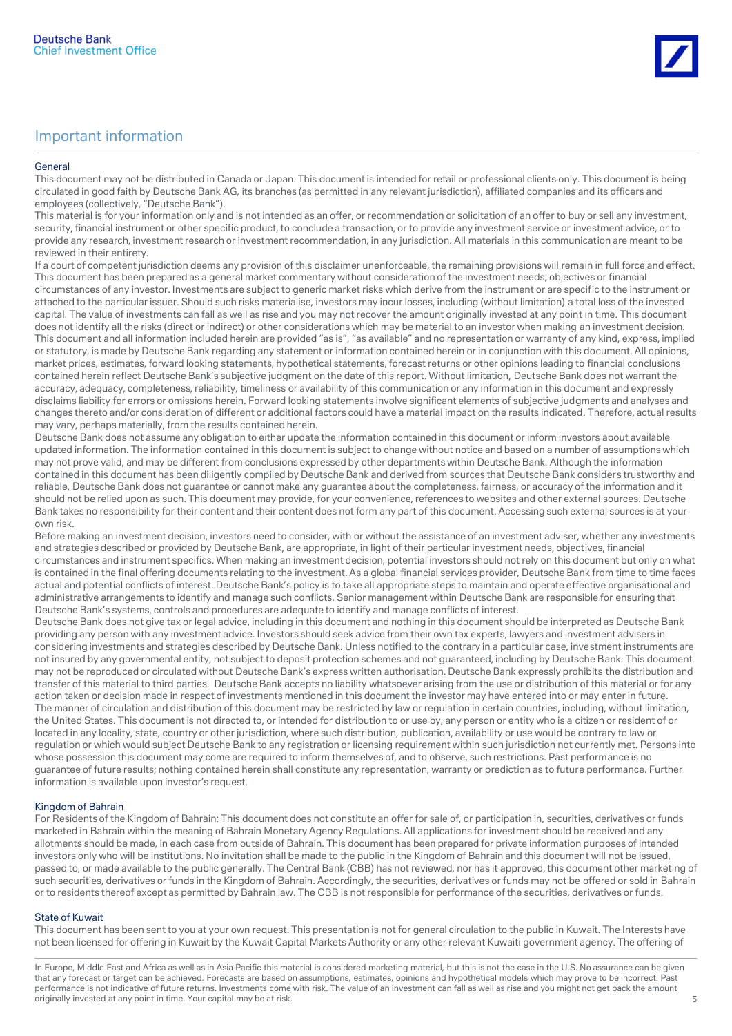## Important information

### General

This document may not be distributed in Canada or Japan. This document is intended for retail or professional clients only. This document is being circulated in good faith by Deutsche Bank AG, its branches (as permitted in any relevant jurisdiction), affiliated companies and its officers and employees (collectively, "Deutsche Bank").

This material is for your information only and is not intended as an offer, or recommendation or solicitation of an offer to buy or sell any investment, security, financial instrument or other specific product, to conclude a transaction, or to provide any investment service or investment advice, or to provide any research, investment research or investment recommendation, in any jurisdiction. All materials in this communication are meant to be reviewed in their entirety.

If a court of competent jurisdiction deems any provision of this disclaimer unenforceable, the remaining provisions will remain in full force and effect. This document has been prepared as a general market commentary without consideration of the investment needs, objectives or financial circumstances of any investor. Investments are subject to generic market risks which derive from the instrument or are specific to the instrument or attached to the particular issuer. Should such risks materialise, investors may incur losses, including (without limitation) a total loss of the invested capital. The value of investments can fall as well as rise and you may not recover the amount originally invested at any point in time. This document does not identify all the risks (direct or indirect) or other considerations which may be material to an investor when making an investment decision. This document and all information included herein are provided "as is", "as available" and no representation or warranty of any kind, express, implied or statutory, is made by Deutsche Bank regarding any statement or information contained herein or in conjunction with this document. All opinions, market prices, estimates, forward looking statements, hypothetical statements, forecast returns or other opinions leading to financial conclusions contained herein reflect Deutsche Bank's subjective judgment on the date of this report. Without limitation, Deutsche Bank does not warrant the accuracy, adequacy, completeness, reliability, timeliness or availability of this communication or any information in this document and expressly disclaims liability for errors or omissions herein. Forward looking statements involve significant elements of subjective judgments and analyses and changes thereto and/or consideration of different or additional factors could have a material impact on the results indicated. Therefore, actual results may vary, perhaps materially, from the results contained herein.

Deutsche Bank does not assume any obligation to either update the information contained in this document or inform investors about available updated information. The information contained in this document is subject to change without notice and based on a number of assumptions which may not prove valid, and may be different from conclusions expressed by other departments within Deutsche Bank. Although the information contained in this document has been diligently compiled by Deutsche Bank and derived from sources that Deutsche Bank considers trustworthy and reliable, Deutsche Bank does not guarantee or cannot make any guarantee about the completeness, fairness, or accuracy of the information and it should not be relied upon as such. This document may provide, for your convenience, references to websites and other external sources. Deutsche Bank takes no responsibility for their content and their content does not form any part of this document. Accessing such external sources is at your own risk.

Before making an investment decision, investors need to consider, with or without the assistance of an investment adviser, whether any investments and strategies described or provided by Deutsche Bank, are appropriate, in light of their particular investment needs, objectives, financial circumstances and instrument specifics. When making an investment decision, potential investors should not rely on this document but only on what is contained in the final offering documents relating to the investment. As a global financial services provider, Deutsche Bank from time to time faces actual and potential conflicts of interest. Deutsche Bank's policy is to take all appropriate steps to maintain and operate effective organisational and administrative arrangements to identify and manage such conflicts. Senior management within Deutsche Bank are responsible for ensuring that Deutsche Bank's systems, controls and procedures are adequate to identify and manage conflicts of interest.

Deutsche Bank does not give tax or legal advice, including in this document and nothing in this document should be interpreted as Deutsche Bank providing any person with any investment advice. Investors should seek advice from their own tax experts, lawyers and investment advisers in considering investments and strategies described by Deutsche Bank. Unless notified to the contrary in a particular case, investment instruments are not insured by any governmental entity, not subject to deposit protection schemes and not guaranteed, including by Deutsche Bank. This document may not be reproduced or circulated without Deutsche Bank's express written authorisation. Deutsche Bank expressly prohibits the distribution and transfer of this material to third parties. Deutsche Bank accepts no liability whatsoever arising from the use or distribution of this material or for any action taken or decision made in respect of investments mentioned in this document the investor may have entered into or may enter in future.

The manner of circulation and distribution of this document may be restricted by law or regulation in certain countries, including, without limitation, the United States. This document is not directed to, or intended for distribution to or use by, any person or entity who is a citizen or resident of or located in any locality, state, country or other jurisdiction, where such distribution, publication, availability or use would be contrary to law or regulation or which would subject Deutsche Bank to any registration or licensing requirement within such jurisdiction not currently met. Persons into whose possession this document may come are required to inform themselves of, and to observe, such restrictions. Past performance is no guarantee of future results; nothing contained herein shall constitute any representation, warranty or prediction as to future performance. Further information is available upon investor's request.

### Kingdom of Bahrain

For Residents of the Kingdom of Bahrain: This document does not constitute an offer for sale of, or participation in, securities, derivatives or funds marketed in Bahrain within the meaning of Bahrain Monetary Agency Regulations. All applications for investment should be received and any allotments should be made, in each case from outside of Bahrain. This document has been prepared for private information purposes of intended investors only who will be institutions. No invitation shall be made to the public in the Kingdom of Bahrain and this document will not be issued, passed to, or made available to the public generally. The Central Bank (CBB) has not reviewed, nor has it approved, this document other marketing of such securities, derivatives or funds in the Kingdom of Bahrain. Accordingly, the securities, derivatives or funds may not be offered or sold in Bahrain or to residents thereof except as permitted by Bahrain law. The CBB is not responsible for performance of the securities, derivatives or funds.

### State of Kuwait

This document has been sent to you at your own request. This presentation is not for general circulation to the public in Kuwait. The Interests have not been licensed for offering in Kuwait by the Kuwait Capital Markets Authority or any other relevant Kuwaiti government agency. The offering of

In Europe, Middle East and Africa as well as in Asia Pacific this material is considered marketing material, but this is not the case in the U.S. No assurance can be given that any forecast or target can be achieved. Forecasts are based on assumptions, estimates, opinions and hypothetical models which may prove to be incorrect. Past performance is not indicative of future returns. Investments come with risk. The value of an investment can fall as well as rise and you might not get back the amount originally invested at any point in time. Your capital may be at risk.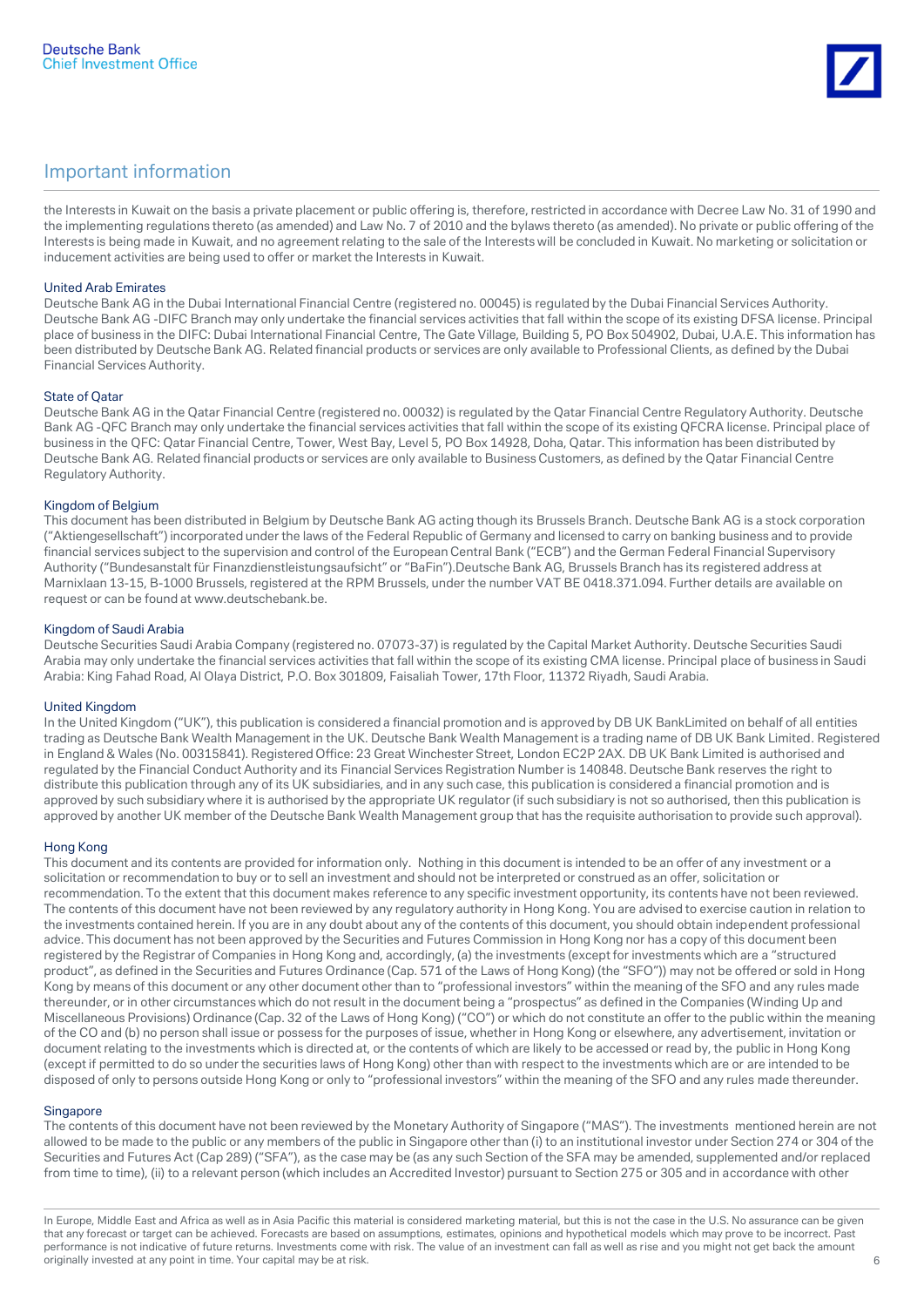## Important information

the Interests in Kuwait on the basis a private placement or public offering is, therefore, restricted in accordance with Decree Law No. 31 of 1990 and the implementing regulations thereto (as amended) and Law No. 7 of 2010 and the bylaws thereto (as amended). No private or public offering of the Interests is being made in Kuwait, and no agreement relating to the sale of the Interests will be concluded in Kuwait. No marketing or solicitation or inducement activities are being used to offer or market the Interests in Kuwait.

### United Arab Emirates

Deutsche Bank AG in the Dubai International Financial Centre (registered no. 00045) is regulated by the Dubai Financial Services Authority. Deutsche Bank AG -DIFC Branch may only undertake the financial services activities that fall within the scope of its existing DFSA license. Principal place of business in the DIFC: Dubai International Financial Centre, The Gate Village, Building 5, PO Box 504902, Dubai, U.A.E. This information has been distributed by Deutsche Bank AG. Related financial products or services are only available to Professional Clients, as defined by the Dubai Financial Services Authority.

### State of Qatar

Deutsche Bank AG in the Qatar Financial Centre (registered no. 00032) is regulated by the Qatar Financial Centre Regulatory Authority. Deutsche Bank AG -QFC Branch may only undertake the financial services activities that fall within the scope of its existing QFCRA license. Principal place of business in the QFC: Qatar Financial Centre, Tower, West Bay, Level 5, PO Box 14928, Doha, Qatar. This information has been distributed by Deutsche Bank AG. Related financial products or services are only available to Business Customers, as defined by the Qatar Financial Centre Regulatory Authority.

### Kingdom of Belgium

This document has been distributed in Belgium by Deutsche Bank AG acting though its Brussels Branch. Deutsche Bank AG is a stock corporation ("Aktiengesellschaft") incorporated under the laws of the Federal Republic of Germany and licensed to carry on banking business and to provide financial services subject to the supervision and control of the European Central Bank ("ECB") and the German Federal Financial Supervisory Authority ("Bundesanstalt für Finanzdienstleistungsaufsicht" or "BaFin").Deutsche Bank AG, Brussels Branch has its registered address at Marnixlaan 13-15, B-1000 Brussels, registered at the RPM Brussels, under the number VAT BE 0418.371.094. Further details are available on request or can be found at www.deutschebank.be.

### Kingdom of Saudi Arabia

Deutsche Securities Saudi Arabia Company (registered no. 07073-37) is regulated by the Capital Market Authority. Deutsche Securities Saudi Arabia may only undertake the financial services activities that fall within the scope of its existing CMA license. Principal place of business in Saudi Arabia: King Fahad Road, Al Olaya District, P.O. Box 301809, Faisaliah Tower, 17th Floor, 11372 Riyadh, Saudi Arabia.

### United Kingdom

In the United Kingdom ("UK"), this publication is considered a financial promotion and is approved by DB UK BankLimited on behalf of all entities trading as Deutsche Bank Wealth Management in the UK. Deutsche Bank Wealth Management is a trading name of DB UK Bank Limited. Registered in England & Wales (No. 00315841). Registered Office: 23 Great Winchester Street, London EC2P 2AX. DB UK Bank Limited is authorised and regulated by the Financial Conduct Authority and its Financial Services Registration Number is 140848. Deutsche Bank reserves the right to distribute this publication through any of its UK subsidiaries, and in any such case, this publication is considered a financial promotion and is approved by such subsidiary where it is authorised by the appropriate UK regulator (if such subsidiary is not so authorised, then this publication is approved by another UK member of the Deutsche Bank Wealth Management group that has the requisite authorisation to provide such approval).

### Hong Kong

This document and its contents are provided for information only. Nothing in this document is intended to be an offer of any investment or a solicitation or recommendation to buy or to sell an investment and should not be interpreted or construed as an offer, solicitation or recommendation. To the extent that this document makes reference to any specific investment opportunity, its contents have not been reviewed. The contents of this document have not been reviewed by any regulatory authority in Hong Kong. You are advised to exercise caution in relation to the investments contained herein. If you are in any doubt about any of the contents of this document, you should obtain independent professional advice. This document has not been approved by the Securities and Futures Commission in Hong Kong nor has a copy of this document been registered by the Registrar of Companies in Hong Kong and, accordingly, (a) the investments (except for investments which are a "structured product", as defined in the Securities and Futures Ordinance (Cap. 571 of the Laws of Hong Kong) (the "SFO")) may not be offered or sold in Hong Kong by means of this document or any other document other than to "professional investors" within the meaning of the SFO and any rules made thereunder, or in other circumstances which do not result in the document being a "prospectus" as defined in the Companies (Winding Up and Miscellaneous Provisions) Ordinance (Cap. 32 of the Laws of Hong Kong) ("CO") or which do not constitute an offer to the public within the meaning of the CO and (b) no person shall issue or possess for the purposes of issue, whether in Hong Kong or elsewhere, any advertisement, invitation or document relating to the investments which is directed at, or the contents of which are likely to be accessed or read by, the public in Hong Kong (except if permitted to do so under the securities laws of Hong Kong) other than with respect to the investments which are or are intended to be disposed of only to persons outside Hong Kong or only to "professional investors" within the meaning of the SFO and any rules made thereunder.

### Singapore

The contents of this document have not been reviewed by the Monetary Authority of Singapore ("MAS"). The investments mentioned herein are not allowed to be made to the public or any members of the public in Singapore other than (i) to an institutional investor under Section 274 or 304 of the Securities and Futures Act (Cap 289) ("SFA"), as the case may be (as any such Section of the SFA may be amended, supplemented and/or replaced from time to time), (ii) to a relevant person (which includes an Accredited Investor) pursuant to Section 275 or 305 and in accordance with other

In Europe, Middle East and Africa as well as in Asia Pacific this material is considered marketing material, but this is not the case in the U.S. No assurance can be given that any forecast or target can be achieved. Forecasts are based on assumptions, estimates, opinions and hypothetical models which may prove to be incorrect. Past performance is not indicative of future returns. Investments come with risk. The value of an investment can fall as well as rise and you might not get back the amount originally invested at any point in time. Your capital may be at risk.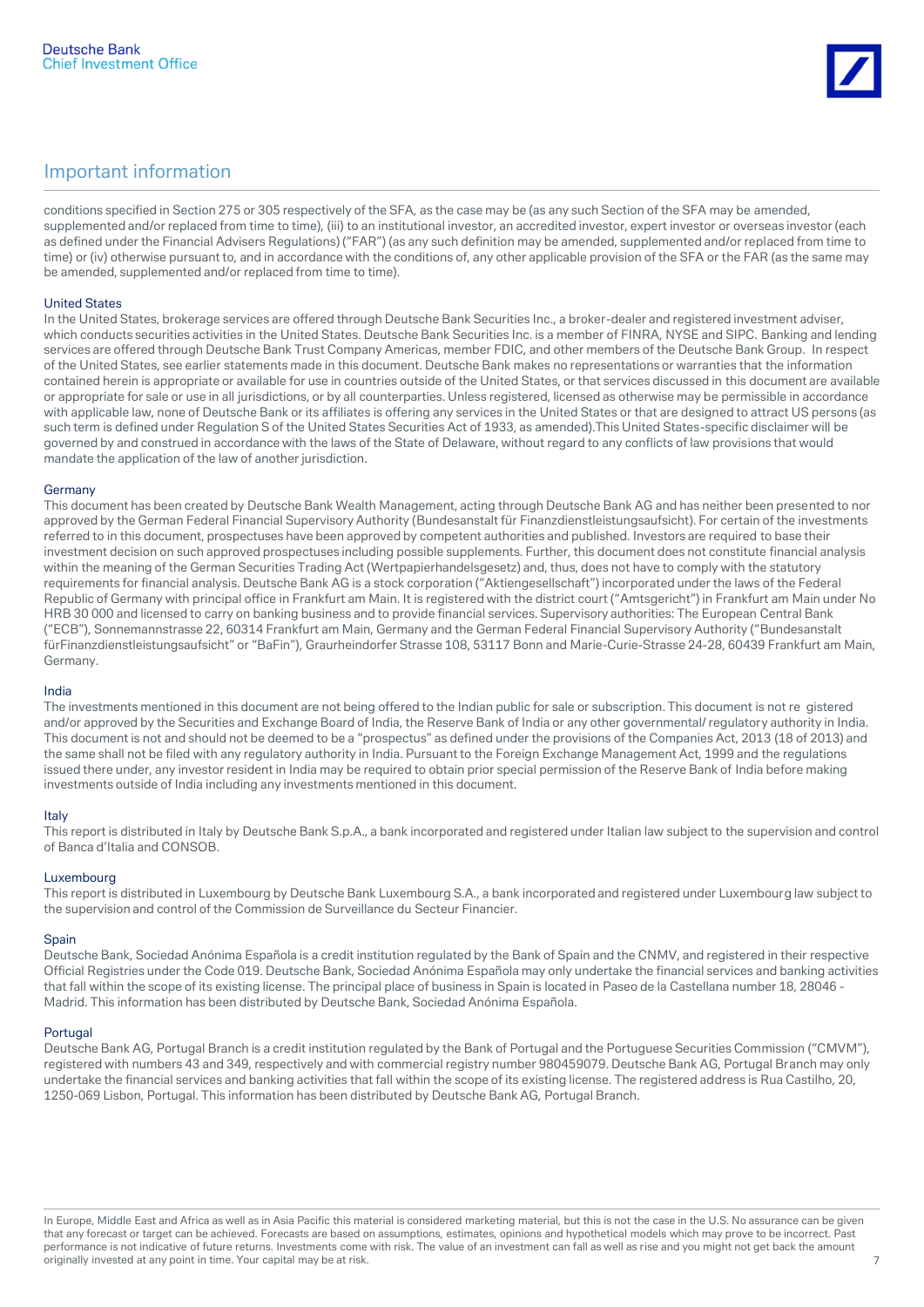## Important information

conditions specified in Section 275 or 305 respectively of the SFA, as the case may be (as any such Section of the SFA may be amended, supplemented and/or replaced from time to time), (iii) to an institutional investor, an accredited investor, expert investor or overseas investor (each as defined under the Financial Advisers Regulations) ("FAR") (as any such definition may be amended, supplemented and/or replaced from time to time) or (iv) otherwise pursuant to, and in accordance with the conditions of, any other applicable provision of the SFA or the FAR (as the same may be amended, supplemented and/or replaced from time to time).

### United States

In the United States, brokerage services are offered through Deutsche Bank Securities Inc., a broker-dealer and registered investment adviser, which conducts securities activities in the United States. Deutsche Bank Securities Inc. is a member of FINRA, NYSE and SIPC. Banking and lending services are offered through Deutsche Bank Trust Company Americas, member FDIC, and other members of the Deutsche Bank Group. In respect of the United States, see earlier statements made in this document. Deutsche Bank makes no representations or warranties that the information contained herein is appropriate or available for use in countries outside of the United States, or that services discussed in this document are available or appropriate for sale or use in all jurisdictions, or by all counterparties. Unless registered, licensed as otherwise may be permissible in accordance with applicable law, none of Deutsche Bank or its affiliates is offering any services in the United States or that are designed to attract US persons (as such term is defined under Regulation S of the United States Securities Act of 1933, as amended).This United States-specific disclaimer will be governed by and construed in accordance with the laws of the State of Delaware, without regard to any conflicts of law provisions that would mandate the application of the law of another jurisdiction.

### Germany

This document has been created by Deutsche Bank Wealth Management, acting through Deutsche Bank AG and has neither been presented to nor approved by the German Federal Financial Supervisory Authority (Bundesanstalt für Finanzdienstleistungsaufsicht). For certain of the investments referred to in this document, prospectuses have been approved by competent authorities and published. Investors are required to base their investment decision on such approved prospectuses including possible supplements. Further, this document does not constitute financial analysis within the meaning of the German Securities Trading Act (Wertpapierhandelsgesetz) and, thus, does not have to comply with the statutory requirements for financial analysis. Deutsche Bank AG is a stock corporation ("Aktiengesellschaft") incorporated under the laws of the Federal Republic of Germany with principal office in Frankfurt am Main. It is registered with the district court ("Amtsgericht") in Frankfurt am Main under No HRB 30 000 and licensed to carry on banking business and to provide financial services. Supervisory authorities: The European Central Bank ("ECB"), Sonnemannstrasse 22, 60314 Frankfurt am Main, Germany and the German Federal Financial Supervisory Authority ("Bundesanstalt fürFinanzdienstleistungsaufsicht" or "BaFin"), Graurheindorfer Strasse 108, 53117 Bonn and Marie-Curie-Strasse 24-28, 60439 Frankfurt am Main, Germany.

### India

The investments mentioned in this document are not being offered to the Indian public for sale or subscription. This document is not re gistered and/or approved by the Securities and Exchange Board of India, the Reserve Bank of India or any other governmental/ regulatory authority in India. This document is not and should not be deemed to be a "prospectus" as defined under the provisions of the Companies Act, 2013 (18 of 2013) and the same shall not be filed with any regulatory authority in India. Pursuant to the Foreign Exchange Management Act, 1999 and the regulations issued there under, any investor resident in India may be required to obtain prior special permission of the Reserve Bank of India before making investments outside of India including any investments mentioned in this document.

### Italy

This report is distributed in Italy by Deutsche Bank S.p.A., a bank incorporated and registered under Italian law subject to the supervision and control of Banca d'Italia and CONSOB.

### Luxembourg

This report is distributed in Luxembourg by Deutsche Bank Luxembourg S.A., a bank incorporated and registered under Luxembourg law subject to the supervision and control of the Commission de Surveillance du Secteur Financier.

### Spain

Deutsche Bank, Sociedad Anónima Española is a credit institution regulated by the Bank of Spain and the CNMV, and registered in their respective Official Registries under the Code 019. Deutsche Bank, Sociedad Anónima Española may only undertake the financial services and banking activities that fall within the scope of its existing license. The principal place of business in Spain is located in Paseo de la Castellana number 18, 28046 - Madrid. This information has been distributed by Deutsche Bank, Sociedad Anónima Española.

### Portugal

Deutsche Bank AG, Portugal Branch is a credit institution regulated by the Bank of Portugal and the Portuguese Securities Commission ("CMVM"), registered with numbers 43 and 349, respectively and with commercial registry number 980459079. Deutsche Bank AG, Portugal Branch may only undertake the financial services and banking activities that fall within the scope of its existing license. The registered address is Rua Castilho, 20, 1250-069 Lisbon, Portugal. This information has been distributed by Deutsche Bank AG, Portugal Branch.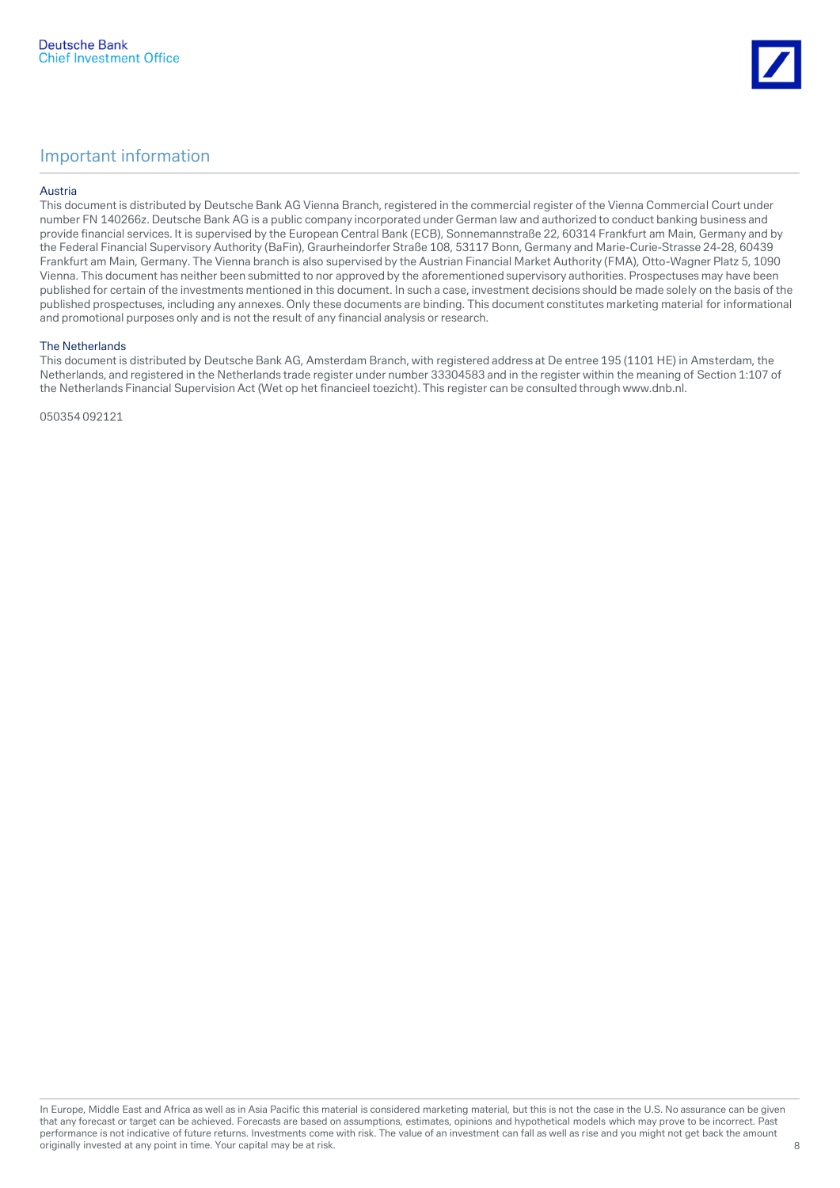## Important information

### Austria

This document is distributed by Deutsche Bank AG Vienna Branch, registered in the commercial register of the Vienna Commercial Court under number FN 140266z. Deutsche Bank AG is a public company incorporated under German law and authorized to conduct banking business and provide financial services. It is supervised by the European Central Bank (ECB), Sonnemannstraße 22, 60314 Frankfurt am Main, Germany and by the Federal Financial Supervisory Authority (BaFin), Graurheindorfer Straße 108, 53117 Bonn, Germany and Marie-Curie-Strasse 24-28, 60439 Frankfurt am Main, Germany. The Vienna branch is also supervised by the Austrian Financial Market Authority (FMA), Otto-Wagner Platz 5, 1090 Vienna. This document has neither been submitted to nor approved by the aforementioned supervisory authorities. Prospectuses may have been published for certain of the investments mentioned in this document. In such a case, investment decisions should be made solely on the basis of the published prospectuses, including any annexes. Only these documents are binding. This document constitutes marketing material for informational and promotional purposes only and is not the result of any financial analysis or research.

### The Netherlands

This document is distributed by Deutsche Bank AG, Amsterdam Branch, with registered address at De entree 195 (1101 HE) in Amsterdam, the Netherlands, and registered in the Netherlands trade register under number 33304583 and in the register within the meaning of Section 1:107 of the Netherlands Financial Supervision Act (Wet op het financieel toezicht). This register can be consulted through www.dnb.nl.

050354 092121

In Europe, Middle East and Africa as well as in Asia Pacific this material is considered marketing material, but this is not the case in the U.S. No assurance can be given that any forecast or target can be achieved. Forecasts are based on assumptions, estimates, opinions and hypothetical models which may prove to be incorrect. Past performance is not indicative of future returns. Investments come with risk. The value of an investment can fall as well as rise and you might not get back the amount originally invested at any point in time. Your capital may be at risk.